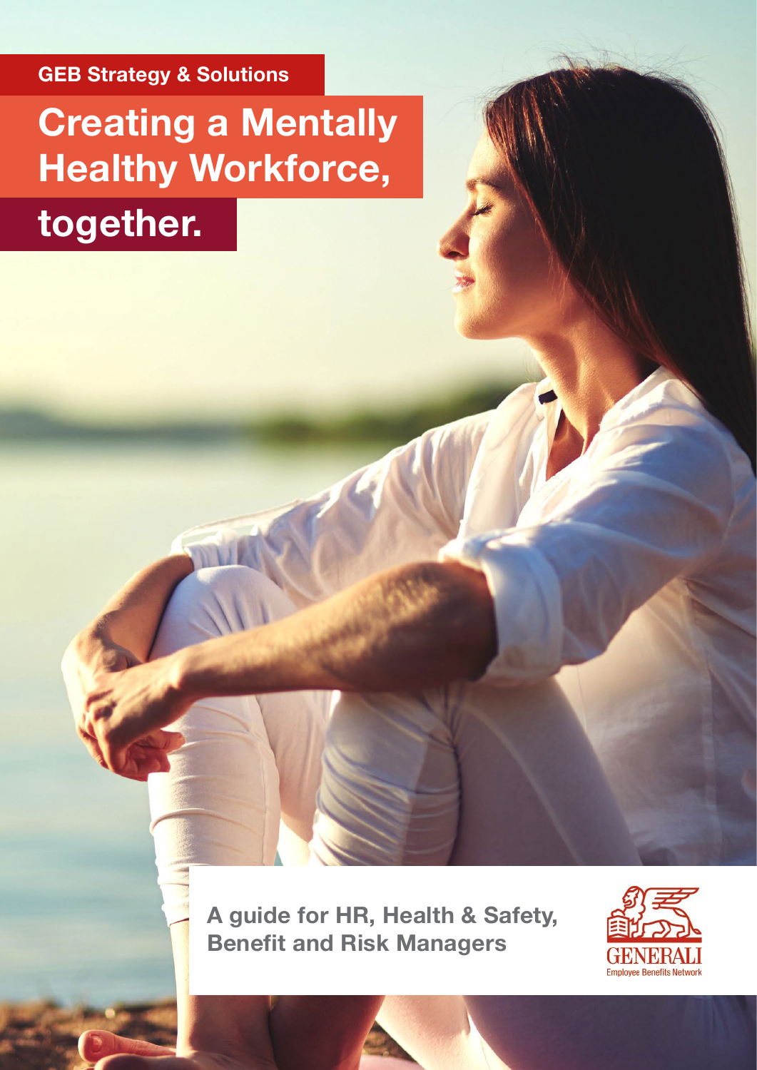GEB Strategy & Solutions

# Creating a Mentally Healthy Workforce, together.

**A guide for HR, Health & Safety, Benefit and Risk Managers**

GENERALI
Employee Benefits Network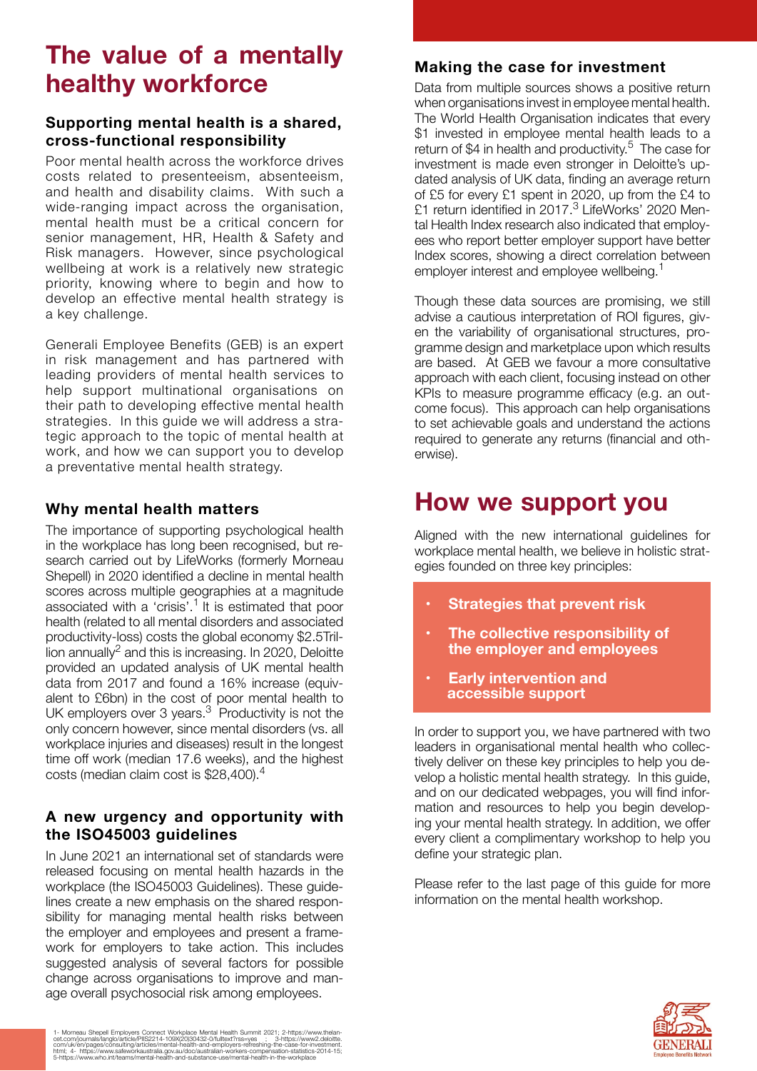# The value of a mentally healthy workforce

### Supporting mental health is a shared, cross-functional responsibility

Poor mental health across the workforce drives costs related to presenteeism, absenteeism, and health and disability claims. With such a wide-ranging impact across the organisation, mental health must be a critical concern for senior management, HR, Health & Safety and Risk managers. However, since psychological wellbeing at work is a relatively new strategic priority, knowing where to begin and how to develop an effective mental health strategy is a key challenge.

Generali Employee Benefits (GEB) is an expert in risk management and has partnered with leading providers of mental health services to help support multinational organisations on their path to developing effective mental health strategies. In this guide we will address a strategic approach to the topic of mental health at work, and how we can support you to develop a preventative mental health strategy.

### Why mental health matters

The importance of supporting psychological health in the workplace has long been recognised, but research carried out by LifeWorks (formerly Morneau Shepell) in 2020 identified a decline in mental health scores across multiple geographies at a magnitude associated with a 'crisis'.[1] It is estimated that poor health (related to all mental disorders and associated productivity-loss) costs the global economy $2.5Trillion annually[2] and this is increasing. In 2020, Deloitte provided an updated analysis of UK mental health data from 2017 and found a 16% increase (equivalent to £6bn) in the cost of poor mental health to UK employers over 3 years.[3] Productivity is not the only concern however, since mental disorders (vs. all workplace injuries and diseases) result in the longest time off work (median 17.6 weeks), and the highest costs (median claim cost is $28,400).[4]

### A new urgency and opportunity with the ISO45003 guidelines

In June 2021 an international set of standards were released focusing on mental health hazards in the workplace (the ISO45003 Guidelines). These guidelines create a new emphasis on the shared responsibility for managing mental health risks between the employer and employees and present a framework for employers to take action. This includes suggested analysis of several factors for possible change across organisations to improve and manage overall psychosocial risk among employees.

### Making the case for investment

Data from multiple sources shows a positive return when organisations invest in employee mental health. The World Health Organisation indicates that every $1 invested in employee mental health leads to a return of $4 in health and productivity.[5] The case for investment is made even stronger in Deloitte's updated analysis of UK data, finding an average return of £5 for every £1 spent in 2020, up from the £4 to £1 return identified in 2017.[3] LifeWorks' 2020 Mental Health Index research also indicated that employees who report better employer support have better Index scores, showing a direct correlation between employer interest and employee wellbeing.[1]

Though these data sources are promising, we still advise a cautious interpretation of ROI figures, given the variability of organisational structures, programme design and marketplace upon which results are based. At GEB we favour a more consultative approach with each client, focusing instead on other KPIs to measure programme efficacy (e.g. an outcome focus). This approach can help organisations to set achievable goals and understand the actions required to generate any returns (financial and otherwise).

# How we support you

Aligned with the new international guidelines for workplace mental health, we believe in holistic strategies founded on three key principles:

- **Strategies that prevent risk**
- **The collective responsibility of the employer and employees**
- **Early intervention and accessible support**

In order to support you, we have partnered with two leaders in organisational mental health who collectively deliver on these key principles to help you develop a holistic mental health strategy. In this guide, and on our dedicated webpages, you will find information and resources to help you begin developing your mental health strategy. In addition, we offer every client a complimentary workshop to help you define your strategic plan.

Please refer to the last page of this guide for more information on the mental health workshop.

1- Morneau Shepell Employers Connect Workplace Mental Health Summit 2021; 2-https://www.thelancet.com/journals/langlo/article/PIIS2214-109X(20)30432-0/fulltext?rss=yes ; 3-https://www2.deloitte.com/uk/en/pages/consulting/articles/mental-health-and-employers-refreshing-the-case-for-investment.html; 4- https://www.safeworkaustralia.gov.au/doc/australian-workers-compensation-statistics-2014-15; 5-https://www.who.int/teams/mental-health-and-substance-use/mental-health-in-the-workplace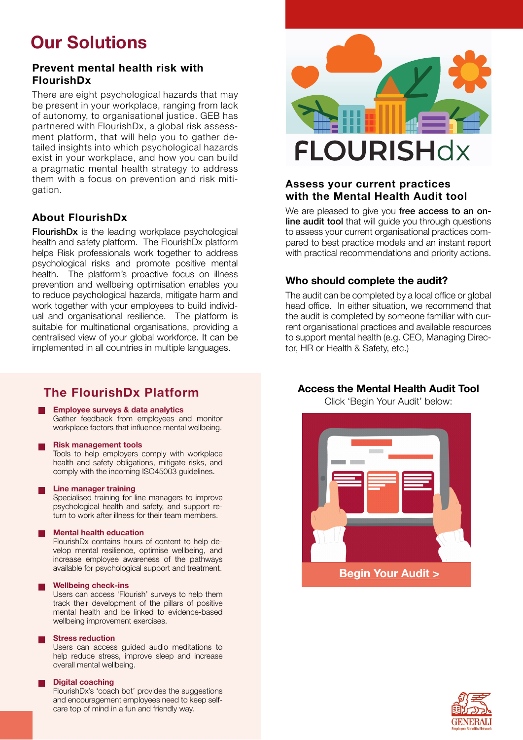# Our Solutions

### Prevent mental health risk with FlourishDx

There are eight psychological hazards that may be present in your workplace, ranging from lack of autonomy, to organisational justice. GEB has partnered with FlourishDx, a global risk assessment platform, that will help you to gather detailed insights into which psychological hazards exist in your workplace, and how you can build a pragmatic mental health strategy to address them with a focus on prevention and risk mitigation.

### About FlourishDx

**FlourishDx** is the leading workplace psychological health and safety platform. The FlourishDx platform helps Risk professionals work together to address psychological risks and promote positive mental health. The platform's proactive focus on illness prevention and wellbeing optimisation enables you to reduce psychological hazards, mitigate harm and work together with your employees to build individual and organisational resilience. The platform is suitable for multinational organisations, providing a centralised view of your global workforce. It can be implemented in all countries in multiple languages.

### Assess your current practices with the Mental Health Audit tool

We are pleased to give you **free access to an online audit tool** that will guide you through questions to assess your current organisational practices compared to best practice models and an instant report with practical recommendations and priority actions.

### Who should complete the audit?

The audit can be completed by a local office or global head office. In either situation, we recommend that the audit is completed by someone familiar with current organisational practices and available resources to support mental health (e.g. CEO, Managing Director, HR or Health & Safety, etc.)

## The FlourishDx Platform

- **Employee surveys & data analytics**
  Gather feedback from employees and monitor workplace factors that influence mental wellbeing.
- **Risk management tools**
  Tools to help employers comply with workplace health and safety obligations, mitigate risks, and comply with the incoming ISO45003 guidelines.
- **Line manager training**
  Specialised training for line managers to improve psychological health and safety, and support return to work after illness for their team members.
- **Mental health education**
  FlourishDx contains hours of content to help develop mental resilience, optimise wellbeing, and increase employee awareness of the pathways available for psychological support and treatment.
- **Wellbeing check-ins**
  Users can access 'Flourish' surveys to help them track their development of the pillars of positive mental health and be linked to evidence-based wellbeing improvement exercises.
- **Stress reduction**
  Users can access guided audio meditations to help reduce stress, improve sleep and increase overall mental wellbeing.
- **Digital coaching**
  FlourishDx's 'coach bot' provides the suggestions and encouragement employees need to keep self-care top of mind in a fun and friendly way.

### Access the Mental Health Audit Tool

Click 'Begin Your Audit' below:

**Begin Your Audit >**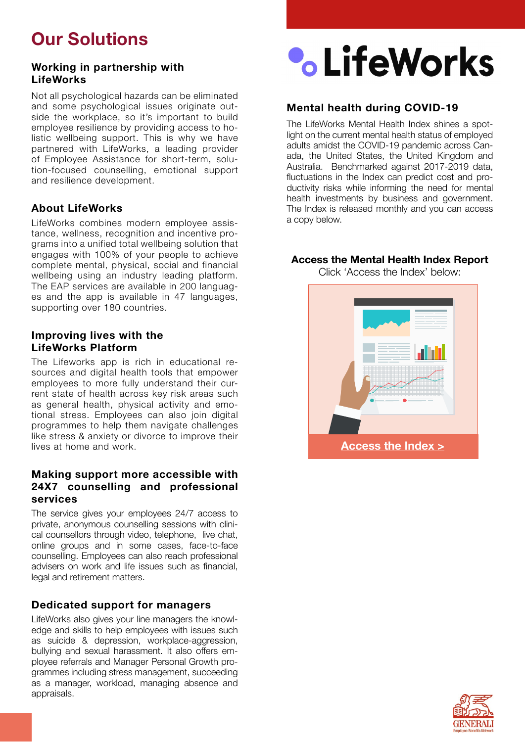# Our Solutions

### Working in partnership with LifeWorks

Not all psychological hazards can be eliminated and some psychological issues originate outside the workplace, so it's important to build employee resilience by providing access to holistic wellbeing support. This is why we have partnered with LifeWorks, a leading provider of Employee Assistance for short-term, solution-focused counselling, emotional support and resilience development.

### About LifeWorks

LifeWorks combines modern employee assistance, wellness, recognition and incentive programs into a unified total wellbeing solution that engages with 100% of your people to achieve complete mental, physical, social and financial wellbeing using an industry leading platform. The EAP services are available in 200 languages and the app is available in 47 languages, supporting over 180 countries.

### Improving lives with the LifeWorks Platform

The Lifeworks app is rich in educational resources and digital health tools that empower employees to more fully understand their current state of health across key risk areas such as general health, physical activity and emotional stress. Employees can also join digital programmes to help them navigate challenges like stress & anxiety or divorce to improve their lives at home and work.

### Making support more accessible with 24X7 counselling and professional services

The service gives your employees 24/7 access to private, anonymous counselling sessions with clinical counsellors through video, telephone, live chat, online groups and in some cases, face-to-face counselling. Employees can also reach professional advisers on work and life issues such as financial, legal and retirement matters.

### Dedicated support for managers

LifeWorks also gives your line managers the knowledge and skills to help employees with issues such as suicide & depression, workplace-aggression, bullying and sexual harassment. It also offers employee referrals and Manager Personal Growth programmes including stress management, succeeding as a manager, workload, managing absence and appraisals.

LifeWorks

### Mental health during COVID-19

The LifeWorks Mental Health Index shines a spotlight on the current mental health status of employed adults amidst the COVID-19 pandemic across Canada, the United States, the United Kingdom and Australia. Benchmarked against 2017-2019 data, fluctuations in the Index can predict cost and productivity risks while informing the need for mental health investments by business and government. The Index is released monthly and you can access a copy below.

**Access the Mental Health Index Report**
Click 'Access the Index' below:

Access the Index >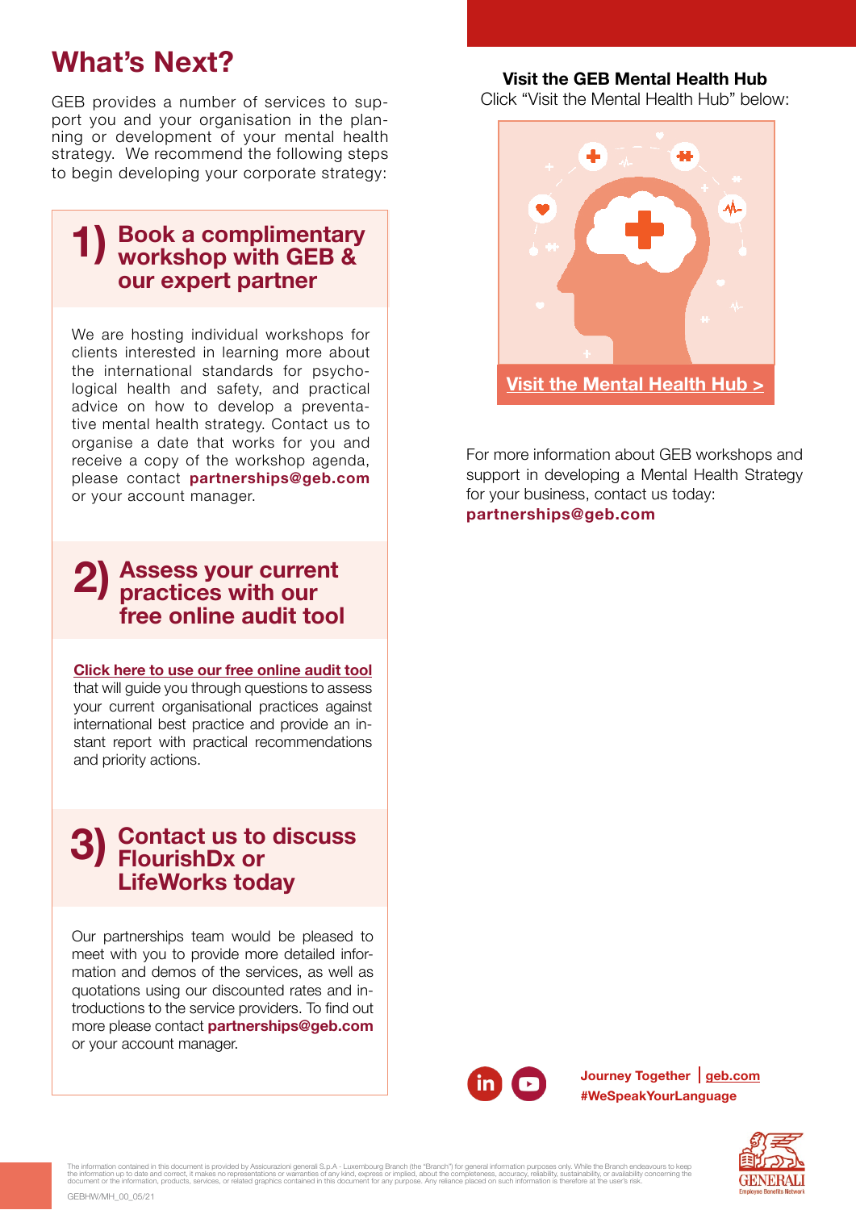# What's Next?

GEB provides a number of services to support you and your organisation in the planning or development of your mental health strategy. We recommend the following steps to begin developing your corporate strategy:

## 1) Book a complimentary workshop with GEB & our expert partner

We are hosting individual workshops for clients interested in learning more about the international standards for psychological health and safety, and practical advice on how to develop a preventative mental health strategy. Contact us to organise a date that works for you and receive a copy of the workshop agenda, please contact **partnerships@geb.com** or your account manager.

## 2) Assess your current practices with our free online audit tool

**Click here to use our free online audit tool** that will guide you through questions to assess your current organisational practices against international best practice and provide an instant report with practical recommendations and priority actions.

## 3) Contact us to discuss FlourishDx or LifeWorks today

Our partnerships team would be pleased to meet with you to provide more detailed information and demos of the services, as well as quotations using our discounted rates and introductions to the service providers. To find out more please contact **partnerships@geb.com** or your account manager.

**Visit the GEB Mental Health Hub**

Click "Visit the Mental Health Hub" below:

**Visit the Mental Health Hub >**

For more information about GEB workshops and support in developing a Mental Health Strategy for your business, contact us today: **partnerships@geb.com**

**Journey Together** | **geb.com**

**#WeSpeakYourLanguage**

The information contained in this document is provided by Assicurazioni generali S.p.A - Luxembourg Branch (the "Branch") for general information purposes only. While the Branch endeavours to keep the information up to date and correct, it makes no representations or warranties of any kind, express or implied, about the completeness, accuracy, reliability, sustainability, or availability concerning the document or the information, products, services, or related graphics contained in this document for any purpose. Any reliance placed on such information is therefore at the user's risk.

GEBHW/MH_00_05/21

GENERALI Employee Benefits Network